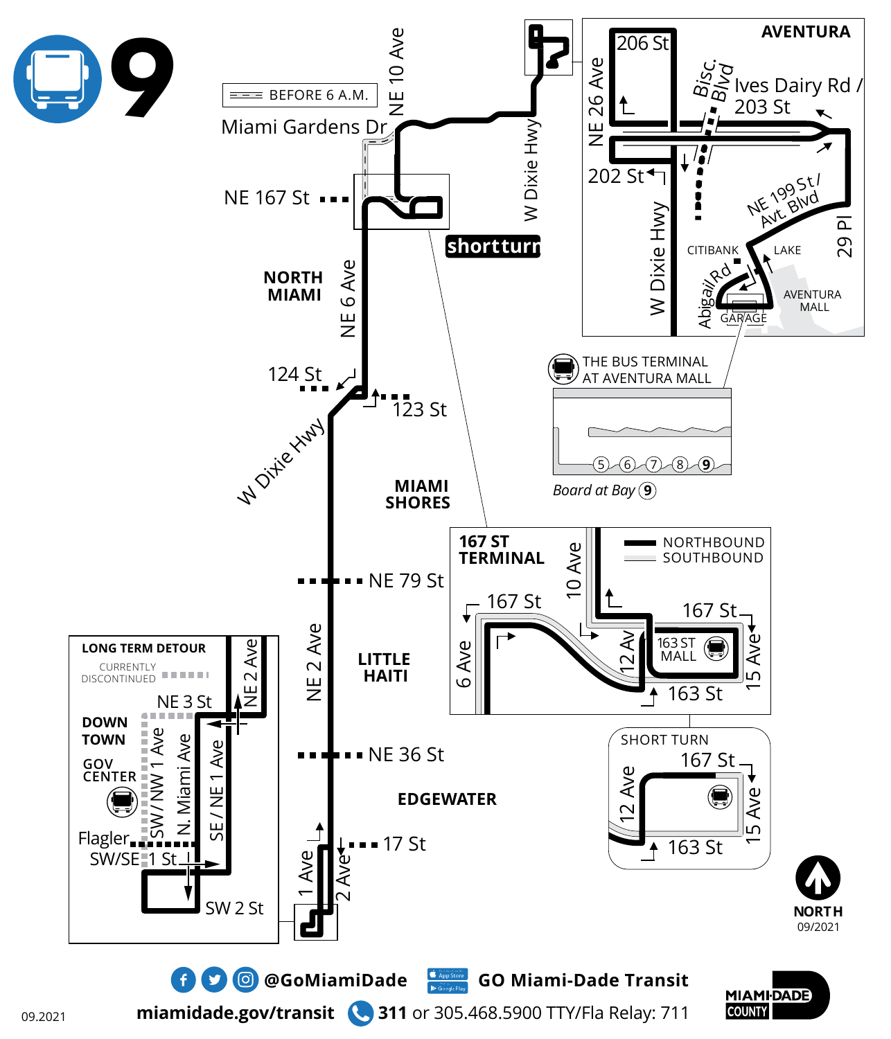# 9

BEFORE 6 A.M.

Miami Gardens Dr

NE 10 Ave

W Dixie Hwy

NE 167 St

shortturn

NORTH MIAMI

NE 6 Ave

124 St

123 St

W Dixie Hwy

MIAMI SHORES

NE 79 St

NE 2 Ave

LITTLE HAITI

NE 36 St

EDGEWATER

17 St

1 Ave

2 Ave

## AVENTURA

206 St

NE 26 Ave

Bisc. Blvd

Ives Dairy Rd / 203 St

202 St

W Dixie Hwy

NE 199 St / Avt. Blvd

29 Pl

CITIBANK

LAKE

Abigail Rd

GARAGE

AVENTURA MALL

THE BUS TERMINAL AT AVENTURA MALL

5 6 7 8 9

*Board at Bay 9*

## 167 ST TERMINAL

NORTHBOUND

SOUTHBOUND

10 Ave

167 St

167 St

6 Ave

12 Ave

163 ST MALL

15 Ave

163 St

## SHORT TURN

167 St

12 Ave

15 Ave

163 St

## LONG TERM DETOUR

CURRENTLY DISCONTINUED

NE 3 St

NE 2 Ave

DOWN TOWN

GOV CENTER

SW / NW 1 Ave

N. Miami Ave

SE / NE 1 Ave

Flagler

SW/SE 1 St

SW 2 St

NORTH

09/2021

@GoMiamiDade

GO Miami-Dade Transit

miamidade.gov/transit

311 or 305.468.5900 TTY/Fla Relay: 711

MIAMI-DADE COUNTY

09.2021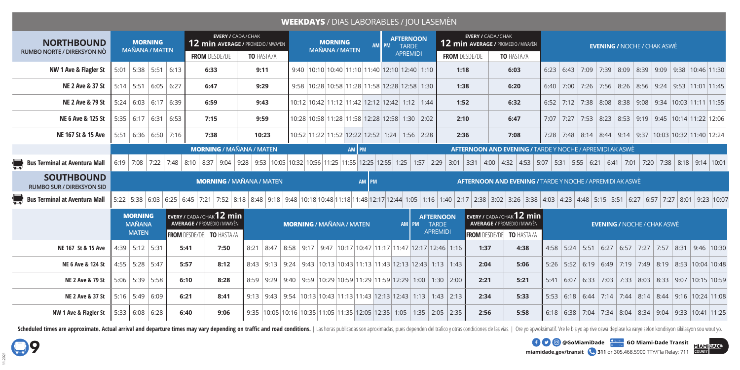# WEEKDAYS / DIAS LABORABLES / JOU LASEMÈN

## NORTHBOUND
RUMBO NORTE / DIREKSYON NÒ

| NORTHBOUND | MORNING / MAÑANA / MATEN | | | | EVERY / CADA / CHAK 12 min AVERAGE / PROMEDIO / MWAYÈN FROM DESDE/DE | TO HASTA/A | MORNING / MAÑANA / MATEN | | | | | AM PM | | AFTERNOON TARDE APREMIDI | EVERY / CADA / CHAK 12 min AVERAGE / PROMEDIO / MWAYÈN FROM DESDE/DE | TO HASTA/A | EVENING / NOCHE / CHAK ASWÈ | | | | | | | | | |
|---|---|---|---|---|---|---|---|---|---|---|---|---|---|---|---|---|---|---|---|---|---|---|---|---|---|---|
| NW 1 Ave & Flagler St | 5:01 | 5:38 | 5:51 | 6:13 | 6:33 | 9:11 | 9:40 | 10:10 | 10:40 | 11:10 | 11:40 | 12:10 | 12:40 | 1:10 | 1:18 | 6:03 | 6:23 | 6:43 | 7:09 | 7:39 | 8:09 | 8:39 | 9:09 | 9:38 | 10:46 | 11:30 |
| NE 2 Ave & 37 St | 5:14 | 5:51 | 6:05 | 6:27 | 6:47 | 9:29 | 9:58 | 10:28 | 10:58 | 11:28 | 11:58 | 12:28 | 12:58 | 1:30 | 1:38 | 6:20 | 6:40 | 7:00 | 7:26 | 7:56 | 8:26 | 8:56 | 9:24 | 9:53 | 11:01 | 11:45 |
| NE 2 Ave & 79 St | 5:24 | 6:03 | 6:17 | 6:39 | 6:59 | 9:43 | 10:12 | 10:42 | 11:12 | 11:42 | 12:12 | 12:42 | 1:12 | 1:44 | 1:52 | 6:32 | 6:52 | 7:12 | 7:38 | 8:08 | 8:38 | 9:08 | 9:34 | 10:03 | 11:11 | 11:55 |
| NE 6 Ave & 125 St | 5:35 | 6:17 | 6:31 | 6:53 | 7:15 | 9:59 | 10:28 | 10:58 | 11:28 | 11:58 | 12:28 | 12:58 | 1:30 | 2:02 | 2:10 | 6:47 | 7:07 | 7:27 | 7:53 | 8:23 | 8:53 | 9:19 | 9:45 | 10:14 | 11:22 | 12:06 |
| NE 167 St & 15 Ave | 5:51 | 6:36 | 6:50 | 7:16 | 7:38 | 10:23 | 10:52 | 11:22 | 11:52 | 12:22 | 12:52 | 1:24 | 1:56 | 2:28 | 2:36 | 7:08 | 7:28 | 7:48 | 8:14 | 8:44 | 9:14 | 9:37 | 10:03 | 10:32 | 11:40 | 12:24 |

**Bus Terminal at Aventura Mall**

MORNING / MAÑANA / MATEN (AM): 6:19, 7:08, 7:22, 7:48, 8:10, 8:37, 9:04, 9:28, 9:53, 10:05, 10:32, 10:56, 11:25, 11:55

AFTERNOON AND EVENING / TARDE Y NOCHE / APREMIDI AK ASWÈ (PM): 12:25, 12:55, 1:25, 1:57, 2:29, 3:01, 3:31, 4:00, 4:32, 4:53, 5:07, 5:31, 5:55, 6:21, 6:41, 7:01, 7:20, 7:38, 8:18, 9:14, 10:01

## SOUTHBOUND
RUMBO SUR / DIREKSYON SID

**Bus Terminal at Aventura Mall**

MORNING / MAÑANA / MATEN (AM): 5:22, 5:38, 6:03, 6:25, 6:45, 7:21, 7:52, 8:18, 8:48, 9:18, 9:48, 10:18, 10:48, 11:18, 11:48

AFTERNOON AND EVENING / TARDE Y NOCHE / APREMIDI AK ASWÈ (PM): 12:17, 12:44, 1:05, 1:16, 1:40, 2:17, 2:38, 3:02, 3:26, 3:38, 4:03, 4:23, 4:48, 5:15, 5:51, 6:27, 6:57, 7:27, 8:01, 9:23, 10:07

| SOUTHBOUND | MORNING / MAÑANA / MATEN | | | EVERY / CADA / CHAK 12 min AVERAGE / PROMEDIO / MWAYÈN FROM DESDE/DE | TO HASTA/A | MORNING / MAÑANA / MATEN | | | | | | | | | | | AM PM | | AFTERNOON TARDE APREMIDI | EVERY / CADA / CHAK 12 min AVERAGE / PROMEDIO / MWAYÈN FROM DESDE/DE | TO HASTA/A | EVENING / NOCHE / CHAK ASWÈ | | | | | | | | | |
|---|---|---|---|---|---|---|---|---|---|---|---|---|---|---|---|---|---|---|---|---|---|---|---|---|---|---|---|---|---|---|---|
| NE 167 St & 15 Ave | 4:39 | 5:12 | 5:31 | 5:41 | 7:50 | 8:21 | 8:47 | 8:58 | 9:17 | 9:47 | 10:17 | 10:47 | 11:17 | 11:47 | 12:17 | 12:46 | 1:16 | | | 1:37 | 4:38 | 4:58 | 5:24 | 5:51 | 6:27 | 6:57 | 7:27 | 7:57 | 8:31 | 9:46 | 10:30 |
| NE 6 Ave & 124 St | 4:55 | 5:28 | 5:47 | 5:57 | 8:12 | 8:43 | 9:13 | 9:24 | 9:43 | 10:13 | 10:43 | 11:13 | 11:43 | 12:13 | 12:43 | 1:13 | 1:43 | | | 2:04 | 5:06 | 5:26 | 5:52 | 6:19 | 6:49 | 7:19 | 7:49 | 8:19 | 8:53 | 10:04 | 10:48 |
| NE 2 Ave & 79 St | 5:06 | 5:39 | 5:58 | 6:10 | 8:28 | 8:59 | 9:29 | 9:40 | 9:59 | 10:29 | 10:59 | 11:29 | 11:59 | 12:29 | 1:00 | 1:30 | 2:00 | | | 2:21 | 5:21 | 5:41 | 6:07 | 6:33 | 7:03 | 7:33 | 8:03 | 8:33 | 9:07 | 10:15 | 10:59 |
| NE 2 Ave & 37 St | 5:16 | 5:49 | 6:09 | 6:21 | 8:41 | 9:13 | 9:43 | 9:54 | 10:13 | 10:43 | 11:13 | 11:43 | 12:13 | 12:43 | 1:13 | 1:43 | 2:13 | | | 2:34 | 5:33 | 5:53 | 6:18 | 6:44 | 7:14 | 7:44 | 8:14 | 8:44 | 9:16 | 10:24 | 11:08 |
| NW 1 Ave & Flagler St | 5:33 | 6:08 | 6:28 | 6:40 | 9:06 | 9:35 | 10:05 | 10:16 | 10:35 | 11:05 | 11:35 | 12:05 | 12:35 | 1:05 | 1:35 | 2:05 | 2:35 | | | 2:56 | 5:58 | 6:18 | 6:38 | 7:04 | 7:34 | 8:04 | 8:34 | 9:04 | 9:33 | 10:41 | 11:25 |

Scheduled times are approximate. Actual arrival and departure times may vary depending on traffic and road conditions. | Las horas publicadas son aproximadas, pues dependen del trafico y otras condiciones de las vias. | Ore yo apwoksimatif. Vre le bis yo ap rive oswa deplase ka varye selon kondisyon sikilasyon sou wout yo.

9

@GoMiamiDade GO Miami-Dade Transit
miamidade.gov/transit 311 or 305.468.5900 TTY/Fla Relay: 711
MIAMI-DADE COUNTY

11.2021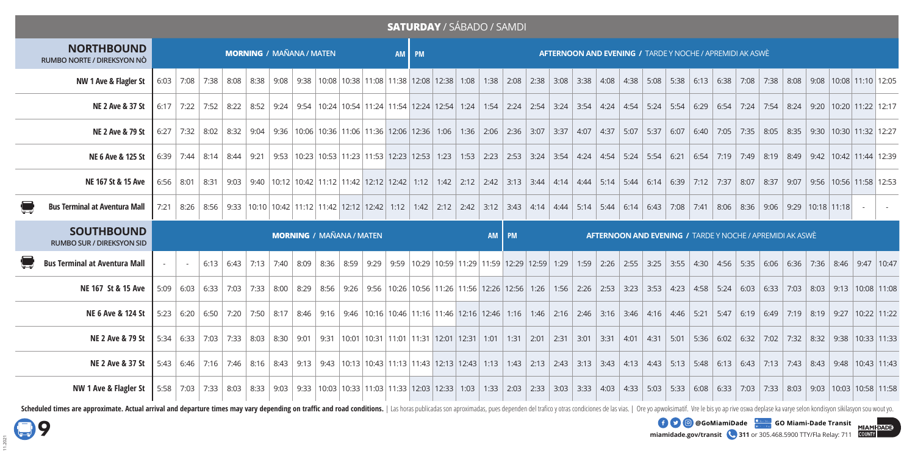# SATURDAY / SÁBADO / SAMDI

| NORTHBOUND RUMBO NORTE / DIREKSYON NÒ | MORNING / MAÑANA / MATEN | | | | | | | | | | | AM | PM | AFTERNOON AND EVENING / TARDE Y NOCHE / APREMIDI AK ASWÈ | | | | | | | | | | | | | | | | | | |
|---|---|---|---|---|---|---|---|---|---|---|---|---|---|---|---|---|---|---|---|---|---|---|---|---|---|---|---|---|---|---|---|---|
| NW 1 Ave & Flagler St | 6:03 | 7:08 | 7:38 | 8:08 | 8:38 | 9:08 | 9:38 | 10:08 | 10:38 | 11:08 | 11:38 | 12:08 | 12:38 | 1:08 | 1:38 | 2:08 | 2:38 | 3:08 | 3:38 | 4:08 | 4:38 | 5:08 | 5:38 | 6:13 | 6:38 | 7:08 | 7:38 | 8:08 | 9:08 | 10:08 | 11:10 | 12:05 |
| NE 2 Ave & 37 St | 6:17 | 7:22 | 7:52 | 8:22 | 8:52 | 9:24 | 9:54 | 10:24 | 10:54 | 11:24 | 11:54 | 12:24 | 12:54 | 1:24 | 1:54 | 2:24 | 2:54 | 3:24 | 3:54 | 4:24 | 4:54 | 5:24 | 5:54 | 6:29 | 6:54 | 7:24 | 7:54 | 8:24 | 9:20 | 10:20 | 11:22 | 12:17 |
| NE 2 Ave & 79 St | 6:27 | 7:32 | 8:02 | 8:32 | 9:04 | 9:36 | 10:06 | 10:36 | 11:06 | 11:36 | 12:06 | 12:36 | 1:06 | 1:36 | 2:06 | 2:36 | 3:07 | 3:37 | 4:07 | 4:37 | 5:07 | 5:37 | 6:07 | 6:40 | 7:05 | 7:35 | 8:05 | 8:35 | 9:30 | 10:30 | 11:32 | 12:27 |
| NE 6 Ave & 125 St | 6:39 | 7:44 | 8:14 | 8:44 | 9:21 | 9:53 | 10:23 | 10:53 | 11:23 | 11:53 | 12:23 | 12:53 | 1:23 | 1:53 | 2:23 | 2:53 | 3:24 | 3:54 | 4:24 | 4:54 | 5:24 | 5:54 | 6:21 | 6:54 | 7:19 | 7:49 | 8:19 | 8:49 | 9:42 | 10:42 | 11:44 | 12:39 |
| NE 167 St & 15 Ave | 6:56 | 8:01 | 8:31 | 9:03 | 9:40 | 10:12 | 10:42 | 11:12 | 11:42 | 12:12 | 12:42 | 1:12 | 1:42 | 2:12 | 2:42 | 3:13 | 3:44 | 4:14 | 4:44 | 5:14 | 5:44 | 6:14 | 6:39 | 7:12 | 7:37 | 8:07 | 8:37 | 9:07 | 9:56 | 10:56 | 11:58 | 12:53 |
| Bus Terminal at Aventura Mall | 7:21 | 8:26 | 8:56 | 9:33 | 10:10 | 10:42 | 11:12 | 11:42 | 12:12 | 12:42 | 1:12 | 1:42 | 2:12 | 2:42 | 3:12 | 3:43 | 4:14 | 4:44 | 5:14 | 5:44 | 6:14 | 6:43 | 7:08 | 7:41 | 8:06 | 8:36 | 9:06 | 9:29 | 10:18 | 11:18 | - | - |

| SOUTHBOUND RUMBO SUR / DIREKSYON SID | MORNING / MAÑANA / MATEN | | | | | | | | | | | | | | AM | PM | AFTERNOON AND EVENING / TARDE Y NOCHE / APREMIDI AK ASWÈ | | | | | | | | | | | | | | | |
|---|---|---|---|---|---|---|---|---|---|---|---|---|---|---|---|---|---|---|---|---|---|---|---|---|---|---|---|---|---|---|---|---|
| Bus Terminal at Aventura Mall | - | - | 6:13 | 6:43 | 7:13 | 7:40 | 8:09 | 8:36 | 8:59 | 9:29 | 9:59 | 10:29 | 10:59 | 11:29 | 11:59 | 12:29 | 12:59 | 1:29 | 1:59 | 2:26 | 2:55 | 3:25 | 3:55 | 4:30 | 4:56 | 5:35 | 6:06 | 6:36 | 7:36 | 8:46 | 9:47 | 10:47 |
| NE 167 St & 15 Ave | 5:09 | 6:03 | 6:33 | 7:03 | 7:33 | 8:00 | 8:29 | 8:56 | 9:26 | 9:56 | 10:26 | 10:56 | 11:26 | 11:56 | 12:26 | 12:56 | 1:26 | 1:56 | 2:26 | 2:53 | 3:23 | 3:53 | 4:23 | 4:58 | 5:24 | 6:03 | 6:33 | 7:03 | 8:03 | 9:13 | 10:08 | 11:08 |
| NE 6 Ave & 124 St | 5:23 | 6:20 | 6:50 | 7:20 | 7:50 | 8:17 | 8:46 | 9:16 | 9:46 | 10:16 | 10:46 | 11:16 | 11:46 | 12:16 | 12:46 | 1:16 | 1:46 | 2:16 | 2:46 | 3:16 | 3:46 | 4:16 | 4:46 | 5:21 | 5:47 | 6:19 | 6:49 | 7:19 | 8:19 | 9:27 | 10:22 | 11:22 |
| NE 2 Ave & 79 St | 5:34 | 6:33 | 7:03 | 7:33 | 8:03 | 8:30 | 9:01 | 9:31 | 10:01 | 10:31 | 11:01 | 11:31 | 12:01 | 12:31 | 1:01 | 1:31 | 2:01 | 2:31 | 3:01 | 3:31 | 4:01 | 4:31 | 5:01 | 5:36 | 6:02 | 6:32 | 7:02 | 7:32 | 8:32 | 9:38 | 10:33 | 11:33 |
| NE 2 Ave & 37 St | 5:43 | 6:46 | 7:16 | 7:46 | 8:16 | 8:43 | 9:13 | 9:43 | 10:13 | 10:43 | 11:13 | 11:43 | 12:13 | 12:43 | 1:13 | 1:43 | 2:13 | 2:43 | 3:13 | 3:43 | 4:13 | 4:43 | 5:13 | 5:48 | 6:13 | 6:43 | 7:13 | 7:43 | 8:43 | 9:48 | 10:43 | 11:43 |
| NW 1 Ave & Flagler St | 5:58 | 7:03 | 7:33 | 8:03 | 8:33 | 9:03 | 9:33 | 10:03 | 10:33 | 11:03 | 11:33 | 12:03 | 12:33 | 1:03 | 1:33 | 2:03 | 2:33 | 3:03 | 3:33 | 4:03 | 4:33 | 5:03 | 5:33 | 6:08 | 6:33 | 7:03 | 7:33 | 8:03 | 9:03 | 10:03 | 10:58 | 11:58 |

**Scheduled times are approximate. Actual arrival and departure times may vary depending on traffic and road conditions.** | Las horas publicadas son aproximadas, pues dependen del trafico y otras condiciones de las vias. | Ore yo apwoksimatif. Vre le bis yo ap rive oswa deplase ka varye selon kondisyon sikilasyon sou wout yo.

**9**

@GoMiamiDade | GO Miami-Dade Transit | miamidade.gov/transit | 311 or 305.468.5900 TTY/Fla Relay: 711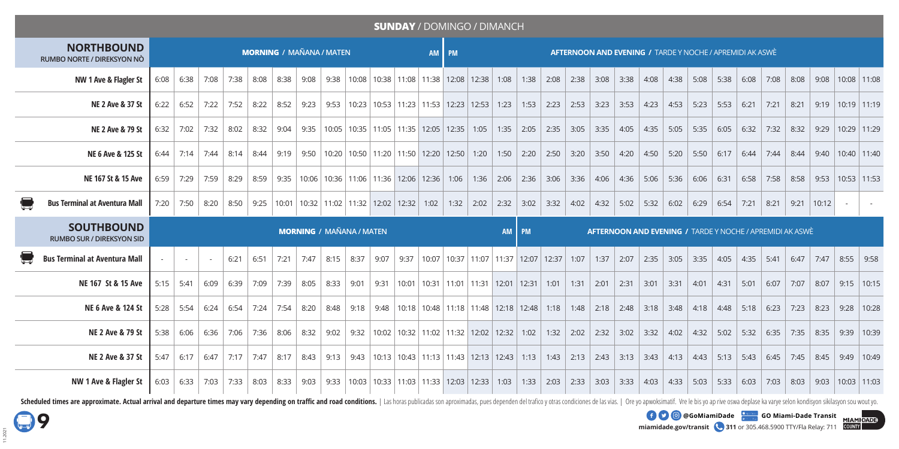## SUNDAY / DOMINGO / DIMANCH

| NORTHBOUND RUMBO NORTE / DIREKSYON NÒ | MORNING / MAÑANA / MATEN | | | | | | | | | | | AM | PM | AFTERNOON AND EVENING / TARDE Y NOCHE / APREMIDI AK ASWÈ | | | | | | | | | | | | | | | | |
|---|---|---|---|---|---|---|---|---|---|---|---|---|---|---|---|---|---|---|---|---|---|---|---|---|---|---|---|---|---|---|
| NW 1 Ave & Flagler St | 6:08 | 6:38 | 7:08 | 7:38 | 8:08 | 8:38 | 9:08 | 9:38 | 10:08 | 10:38 | 11:08 | 11:38 | 12:08 | 12:38 | 1:08 | 1:38 | 2:08 | 2:38 | 3:08 | 3:38 | 4:08 | 4:38 | 5:08 | 5:38 | 6:08 | 7:08 | 8:08 | 9:08 | 10:08 | 11:08 |
| NE 2 Ave & 37 St | 6:22 | 6:52 | 7:22 | 7:52 | 8:22 | 8:52 | 9:23 | 9:53 | 10:23 | 10:53 | 11:23 | 11:53 | 12:23 | 12:53 | 1:23 | 1:53 | 2:23 | 2:53 | 3:23 | 3:53 | 4:23 | 4:53 | 5:23 | 5:53 | 6:21 | 7:21 | 8:21 | 9:19 | 10:19 | 11:19 |
| NE 2 Ave & 79 St | 6:32 | 7:02 | 7:32 | 8:02 | 8:32 | 9:04 | 9:35 | 10:05 | 10:35 | 11:05 | 11:35 | 12:05 | 12:35 | 1:05 | 1:35 | 2:05 | 2:35 | 3:05 | 3:35 | 4:05 | 4:35 | 5:05 | 5:35 | 6:05 | 6:32 | 7:32 | 8:32 | 9:29 | 10:29 | 11:29 |
| NE 6 Ave & 125 St | 6:44 | 7:14 | 7:44 | 8:14 | 8:44 | 9:19 | 9:50 | 10:20 | 10:50 | 11:20 | 11:50 | 12:20 | 12:50 | 1:20 | 1:50 | 2:20 | 2:50 | 3:20 | 3:50 | 4:20 | 4:50 | 5:20 | 5:50 | 6:17 | 6:44 | 7:44 | 8:44 | 9:40 | 10:40 | 11:40 |
| NE 167 St & 15 Ave | 6:59 | 7:29 | 7:59 | 8:29 | 8:59 | 9:35 | 10:06 | 10:36 | 11:06 | 11:36 | 12:06 | 12:36 | 1:06 | 1:36 | 2:06 | 2:36 | 3:06 | 3:36 | 4:06 | 4:36 | 5:06 | 5:36 | 6:06 | 6:31 | 6:58 | 7:58 | 8:58 | 9:53 | 10:53 | 11:53 |
| Bus Terminal at Aventura Mall | 7:20 | 7:50 | 8:20 | 8:50 | 9:25 | 10:01 | 10:32 | 11:02 | 11:32 | 12:02 | 12:32 | 1:02 | 1:32 | 2:02 | 2:32 | 3:02 | 3:32 | 4:02 | 4:32 | 5:02 | 5:32 | 6:02 | 6:29 | 6:54 | 7:21 | 8:21 | 9:21 | 10:12 | - | - |

| SOUTHBOUND RUMBO SUR / DIREKSYON SID | MORNING / MAÑANA / MATEN | | | | | | | | | | | | | | AM | PM | AFTERNOON AND EVENING / TARDE Y NOCHE / APREMIDI AK ASWÈ | | | | | | | | | | | | | | |
|---|---|---|---|---|---|---|---|---|---|---|---|---|---|---|---|---|---|---|---|---|---|---|---|---|---|---|---|---|---|---|
| Bus Terminal at Aventura Mall | - | - | - | 6:21 | 6:51 | 7:21 | 7:47 | 8:15 | 8:37 | 9:07 | 9:37 | 10:07 | 10:37 | 11:07 | 11:37 | 12:07 | 12:37 | 1:07 | 1:37 | 2:07 | 2:35 | 3:05 | 3:35 | 4:05 | 4:35 | 5:41 | 6:47 | 7:47 | 8:55 | 9:58 |
| NE 167 St & 15 Ave | 5:15 | 5:41 | 6:09 | 6:39 | 7:09 | 7:39 | 8:05 | 8:33 | 9:01 | 9:31 | 10:01 | 10:31 | 11:01 | 11:31 | 12:01 | 12:31 | 1:01 | 1:31 | 2:01 | 2:31 | 3:01 | 3:31 | 4:01 | 4:31 | 5:01 | 6:07 | 7:07 | 8:07 | 9:15 | 10:15 |
| NE 6 Ave & 124 St | 5:28 | 5:54 | 6:24 | 6:54 | 7:24 | 7:54 | 8:20 | 8:48 | 9:18 | 9:48 | 10:18 | 10:48 | 11:18 | 11:48 | 12:18 | 12:48 | 1:18 | 1:48 | 2:18 | 2:48 | 3:18 | 3:48 | 4:18 | 4:48 | 5:18 | 6:23 | 7:23 | 8:23 | 9:28 | 10:28 |
| NE 2 Ave & 79 St | 5:38 | 6:06 | 6:36 | 7:06 | 7:36 | 8:06 | 8:32 | 9:02 | 9:32 | 10:02 | 10:32 | 11:02 | 11:32 | 12:02 | 12:32 | 1:02 | 1:32 | 2:02 | 2:32 | 3:02 | 3:32 | 4:02 | 4:32 | 5:02 | 5:32 | 6:35 | 7:35 | 8:35 | 9:39 | 10:39 |
| NE 2 Ave & 37 St | 5:47 | 6:17 | 6:47 | 7:17 | 7:47 | 8:17 | 8:43 | 9:13 | 9:43 | 10:13 | 10:43 | 11:13 | 11:43 | 12:13 | 12:43 | 1:13 | 1:43 | 2:13 | 2:43 | 3:13 | 3:43 | 4:13 | 4:43 | 5:13 | 5:43 | 6:45 | 7:45 | 8:45 | 9:49 | 10:49 |
| NW 1 Ave & Flagler St | 6:03 | 6:33 | 7:03 | 7:33 | 8:03 | 8:33 | 9:03 | 9:33 | 10:03 | 10:33 | 11:03 | 11:33 | 12:03 | 12:33 | 1:03 | 1:33 | 2:03 | 2:33 | 3:03 | 3:33 | 4:03 | 4:33 | 5:03 | 5:33 | 6:03 | 7:03 | 8:03 | 9:03 | 10:03 | 11:03 |

**Scheduled times are approximate. Actual arrival and departure times may vary depending on traffic and road conditions.** | Las horas publicadas son aproximadas, pues dependen del trafico y otras condiciones de las vias. | Ore yo apwoksimatif. Vre le bis yo ap rive oswa deplase ka varye selon kondisyon sikilasyon sou wout yo.

**9**

@GoMiamiDade GO Miami-Dade Transit

miamidade.gov/transit 311 or 305.468.5900 TTY/Fla Relay: 711

MIAMI-DADE COUNTY

11.2021